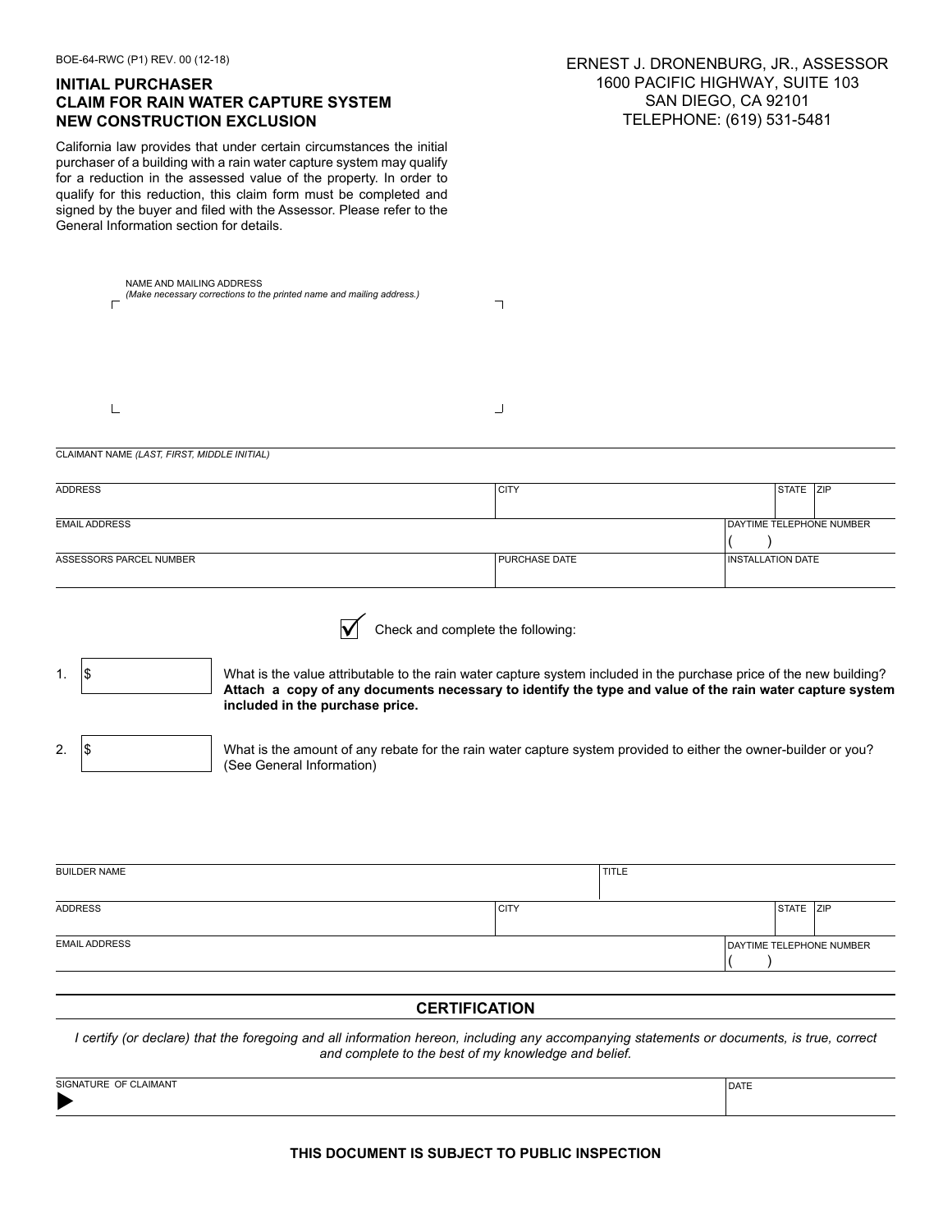BOE-64-RWC (P1) REV. 00 (12-18)

## INITIAL PURCHASER CLAIM FOR RAIN WATER CAPTURE SYSTEM NEW CONSTRUCTION EXCLUSION

ERNEST J. DRONENBURG, JR., ASSESSOR
1600 PACIFIC HIGHWAY, SUITE 103
SAN DIEGO, CA 92101
TELEPHONE: (619) 531-5481

California law provides that under certain circumstances the initial purchaser of a building with a rain water capture system may qualify for a reduction in the assessed value of the property. In order to qualify for this reduction, this claim form must be completed and signed by the buyer and filed with the Assessor. Please refer to the General Information section for details.

NAME AND MAILING ADDRESS
*(Make necessary corrections to the printed name and mailing address.)*

| CLAIMANT NAME *(LAST, FIRST, MIDDLE INITIAL)* | | | |
|---|---|---|---|
| ADDRESS | CITY | STATE | ZIP |
| EMAIL ADDRESS | | DAYTIME TELEPHONE NUMBER ( ) | |
| ASSESSORS PARCEL NUMBER | PURCHASE DATE | INSTALLATION DATE | |

☑ Check and complete the following:

1. $ ______ What is the value attributable to the rain water capture system included in the purchase price of the new building? **Attach a copy of any documents necessary to identify the type and value of the rain water capture system included in the purchase price.**

2. $ ______ What is the amount of any rebate for the rain water capture system provided to either the owner-builder or you? (See General Information)

| BUILDER NAME | | TITLE | |
|---|---|---|---|
| ADDRESS | CITY | STATE | ZIP |
| EMAIL ADDRESS | | DAYTIME TELEPHONE NUMBER ( ) | |

## CERTIFICATION

*I certify (or declare) that the foregoing and all information hereon, including any accompanying statements or documents, is true, correct and complete to the best of my knowledge and belief.*

| SIGNATURE OF CLAIMANT | DATE |
|---|---|
| ▶ | |

**THIS DOCUMENT IS SUBJECT TO PUBLIC INSPECTION**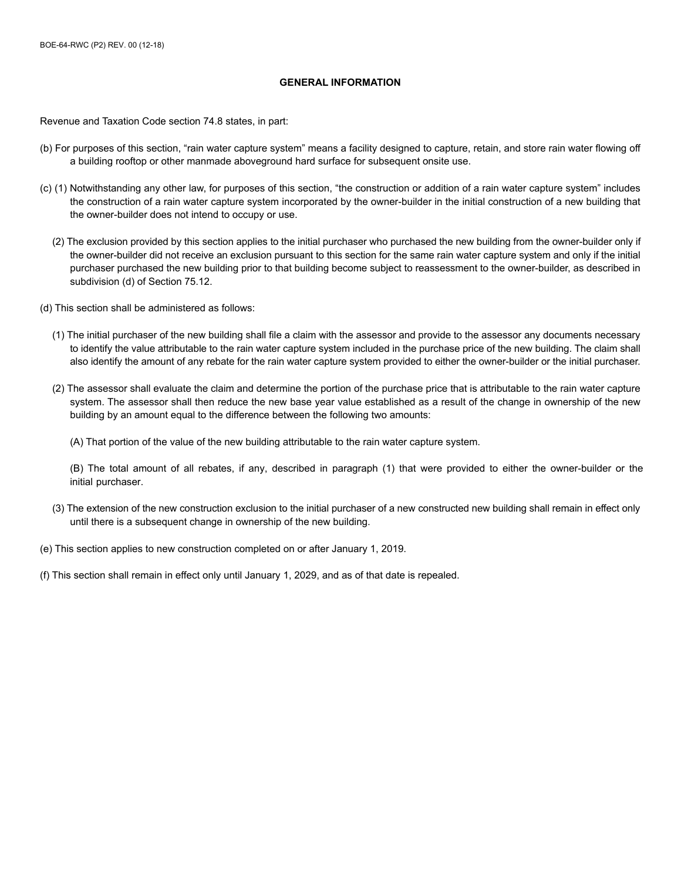## GENERAL INFORMATION

Revenue and Taxation Code section 74.8 states, in part:

(b) For purposes of this section, "rain water capture system" means a facility designed to capture, retain, and store rain water flowing off a building rooftop or other manmade aboveground hard surface for subsequent onsite use.

(c) (1) Notwithstanding any other law, for purposes of this section, "the construction or addition of a rain water capture system" includes the construction of a rain water capture system incorporated by the owner-builder in the initial construction of a new building that the owner-builder does not intend to occupy or use.

(2) The exclusion provided by this section applies to the initial purchaser who purchased the new building from the owner-builder only if the owner-builder did not receive an exclusion pursuant to this section for the same rain water capture system and only if the initial purchaser purchased the new building prior to that building become subject to reassessment to the owner-builder, as described in subdivision (d) of Section 75.12.

(d) This section shall be administered as follows:

(1) The initial purchaser of the new building shall file a claim with the assessor and provide to the assessor any documents necessary to identify the value attributable to the rain water capture system included in the purchase price of the new building. The claim shall also identify the amount of any rebate for the rain water capture system provided to either the owner-builder or the initial purchaser.

(2) The assessor shall evaluate the claim and determine the portion of the purchase price that is attributable to the rain water capture system. The assessor shall then reduce the new base year value established as a result of the change in ownership of the new building by an amount equal to the difference between the following two amounts:

(A) That portion of the value of the new building attributable to the rain water capture system.

(B) The total amount of all rebates, if any, described in paragraph (1) that were provided to either the owner-builder or the initial purchaser.

(3) The extension of the new construction exclusion to the initial purchaser of a new constructed new building shall remain in effect only until there is a subsequent change in ownership of the new building.

(e) This section applies to new construction completed on or after January 1, 2019.

(f) This section shall remain in effect only until January 1, 2029, and as of that date is repealed.